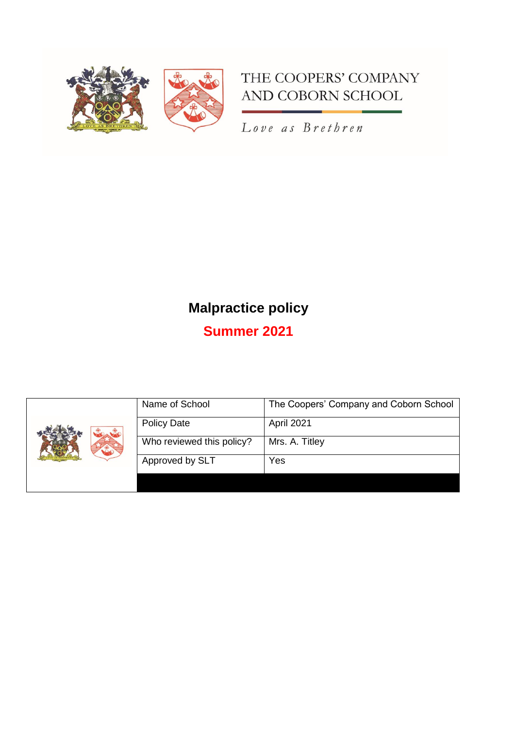THE COOPERS' COMPANY
AND COBORN SCHOOL

*Love as Brethren*

# Malpractice policy

## Summer 2021

| | | |
|---|---|---|
| | Name of School | The Coopers' Company and Coborn School |
| | Policy Date | April 2021 |
| | Who reviewed this policy? | Mrs. A. Titley |
| | Approved by SLT | Yes |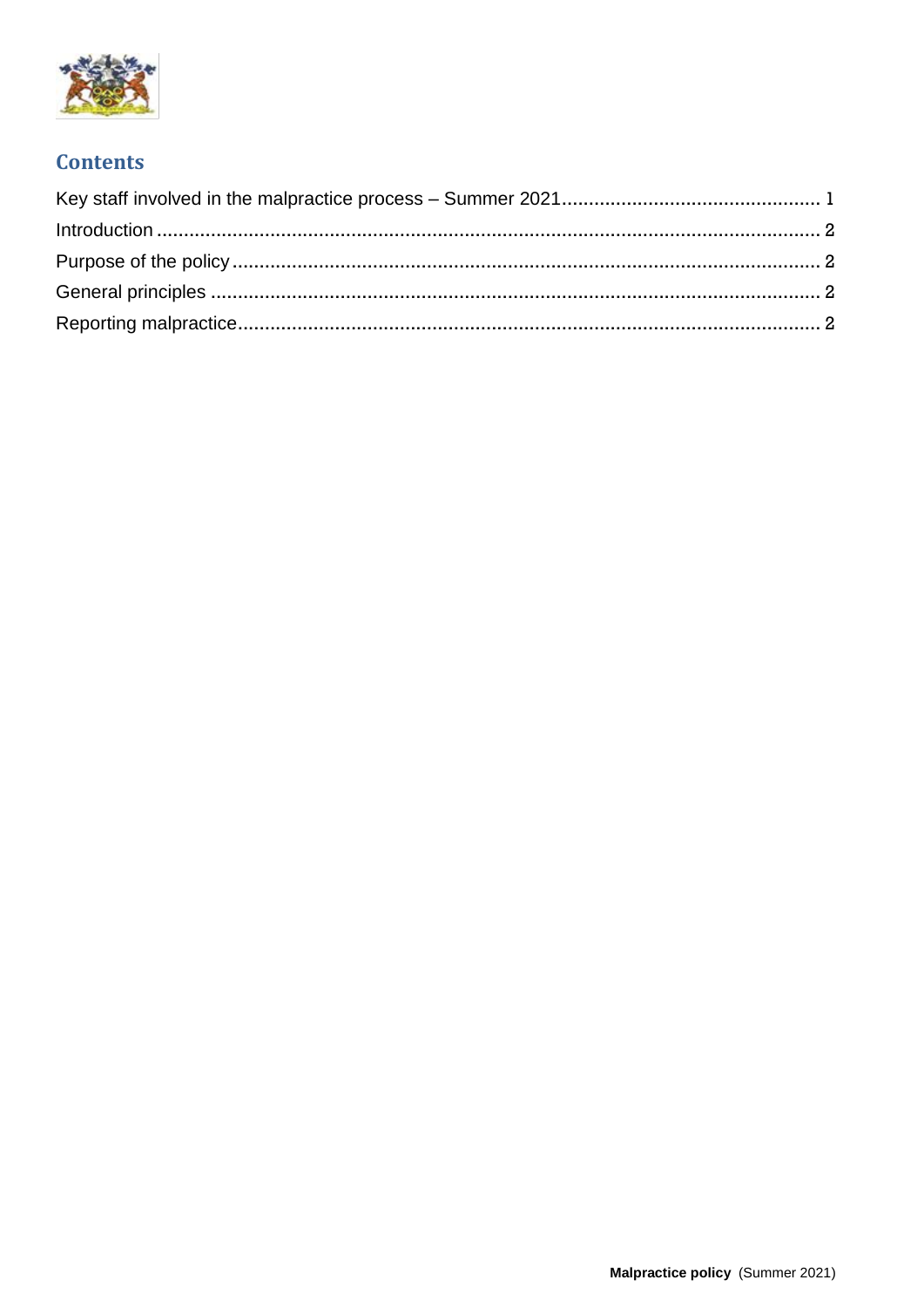## Contents

Key staff involved in the malpractice process – Summer 2021 ................................................ 1
Introduction ........................................................................................................................ 2
Purpose of the policy ........................................................................................................... 2
General principles ............................................................................................................... 2
Reporting malpractice .......................................................................................................... 2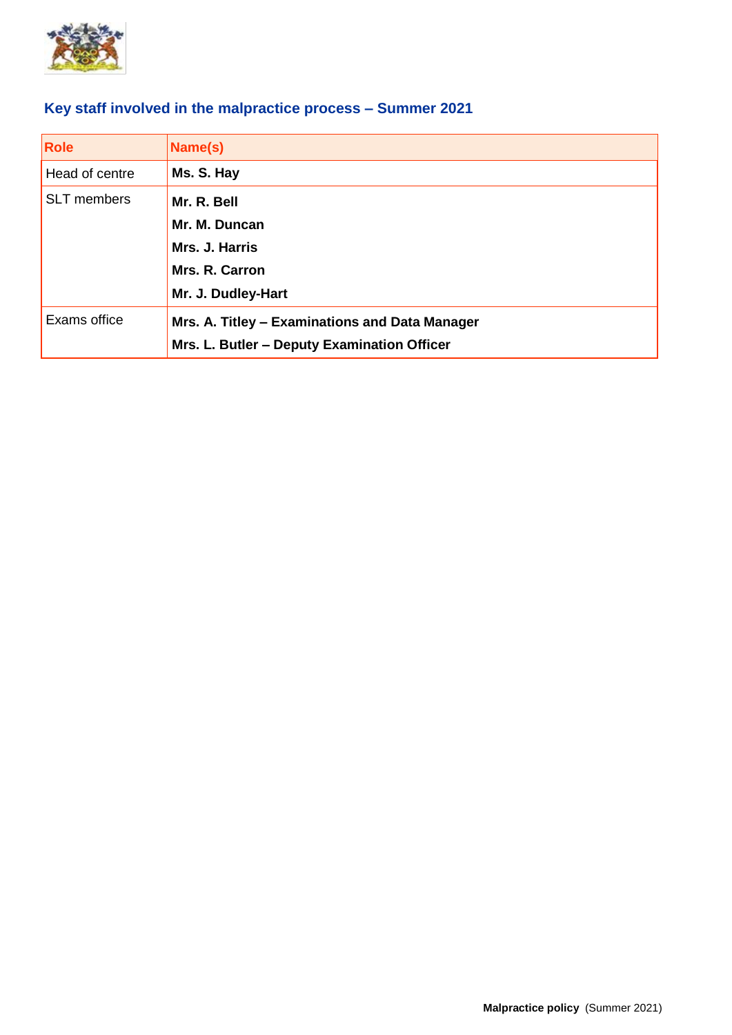## Key staff involved in the malpractice process – Summer 2021

| Role | Name(s) |
|---|---|
| Head of centre | **Ms. S. Hay** |
| SLT members | **Mr. R. Bell**<br>**Mr. M. Duncan**<br>**Mrs. J. Harris**<br>**Mrs. R. Carron**<br>**Mr. J. Dudley-Hart** |
| Exams office | **Mrs. A. Titley – Examinations and Data Manager**<br>**Mrs. L. Butler – Deputy Examination Officer** |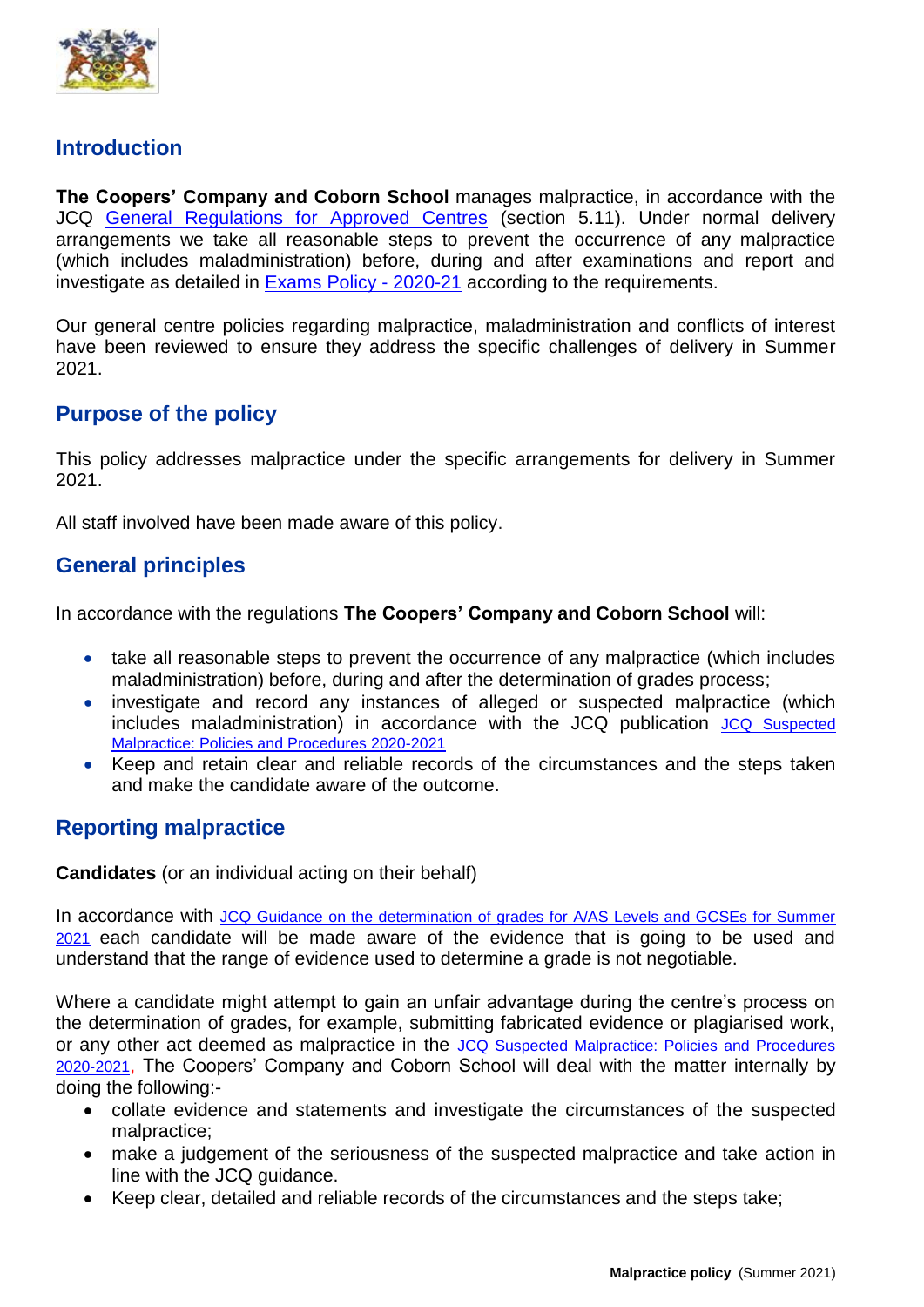## Introduction

**The Coopers' Company and Coborn School** manages malpractice, in accordance with the JCQ General Regulations for Approved Centres (section 5.11). Under normal delivery arrangements we take all reasonable steps to prevent the occurrence of any malpractice (which includes maladministration) before, during and after examinations and report and investigate as detailed in Exams Policy - 2020-21 according to the requirements.

Our general centre policies regarding malpractice, maladministration and conflicts of interest have been reviewed to ensure they address the specific challenges of delivery in Summer 2021.

## Purpose of the policy

This policy addresses malpractice under the specific arrangements for delivery in Summer 2021.

All staff involved have been made aware of this policy.

## General principles

In accordance with the regulations **The Coopers' Company and Coborn School** will:

- take all reasonable steps to prevent the occurrence of any malpractice (which includes maladministration) before, during and after the determination of grades process;
- investigate and record any instances of alleged or suspected malpractice (which includes maladministration) in accordance with the JCQ publication JCQ Suspected Malpractice: Policies and Procedures 2020-2021
- Keep and retain clear and reliable records of the circumstances and the steps taken and make the candidate aware of the outcome.

## Reporting malpractice

**Candidates** (or an individual acting on their behalf)

In accordance with JCQ Guidance on the determination of grades for A/AS Levels and GCSEs for Summer 2021 each candidate will be made aware of the evidence that is going to be used and understand that the range of evidence used to determine a grade is not negotiable.

Where a candidate might attempt to gain an unfair advantage during the centre's process on the determination of grades, for example, submitting fabricated evidence or plagiarised work, or any other act deemed as malpractice in the JCQ Suspected Malpractice: Policies and Procedures 2020-2021, The Coopers' Company and Coborn School will deal with the matter internally by doing the following:-

- collate evidence and statements and investigate the circumstances of the suspected malpractice;
- make a judgement of the seriousness of the suspected malpractice and take action in line with the JCQ guidance.
- Keep clear, detailed and reliable records of the circumstances and the steps take;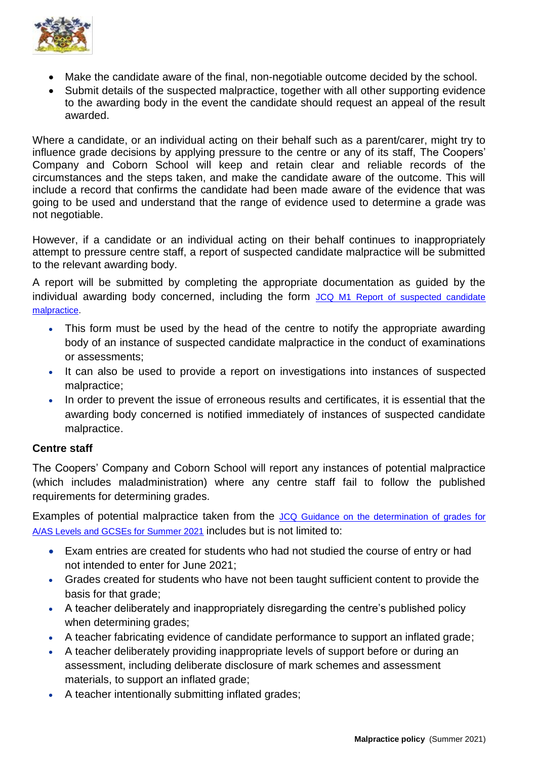- Make the candidate aware of the final, non-negotiable outcome decided by the school.
- Submit details of the suspected malpractice, together with all other supporting evidence to the awarding body in the event the candidate should request an appeal of the result awarded.

Where a candidate, or an individual acting on their behalf such as a parent/carer, might try to influence grade decisions by applying pressure to the centre or any of its staff, The Coopers' Company and Coborn School will keep and retain clear and reliable records of the circumstances and the steps taken, and make the candidate aware of the outcome. This will include a record that confirms the candidate had been made aware of the evidence that was going to be used and understand that the range of evidence used to determine a grade was not negotiable.

However, if a candidate or an individual acting on their behalf continues to inappropriately attempt to pressure centre staff, a report of suspected candidate malpractice will be submitted to the relevant awarding body.

A report will be submitted by completing the appropriate documentation as guided by the individual awarding body concerned, including the form JCQ M1 Report of suspected candidate malpractice.

- This form must be used by the head of the centre to notify the appropriate awarding body of an instance of suspected candidate malpractice in the conduct of examinations or assessments;
- It can also be used to provide a report on investigations into instances of suspected malpractice;
- In order to prevent the issue of erroneous results and certificates, it is essential that the awarding body concerned is notified immediately of instances of suspected candidate malpractice.

**Centre staff**

The Coopers' Company and Coborn School will report any instances of potential malpractice (which includes maladministration) where any centre staff fail to follow the published requirements for determining grades.

Examples of potential malpractice taken from the JCQ Guidance on the determination of grades for A/AS Levels and GCSEs for Summer 2021 includes but is not limited to:

- Exam entries are created for students who had not studied the course of entry or had not intended to enter for June 2021;
- Grades created for students who have not been taught sufficient content to provide the basis for that grade;
- A teacher deliberately and inappropriately disregarding the centre's published policy when determining grades;
- A teacher fabricating evidence of candidate performance to support an inflated grade;
- A teacher deliberately providing inappropriate levels of support before or during an assessment, including deliberate disclosure of mark schemes and assessment materials, to support an inflated grade;
- A teacher intentionally submitting inflated grades;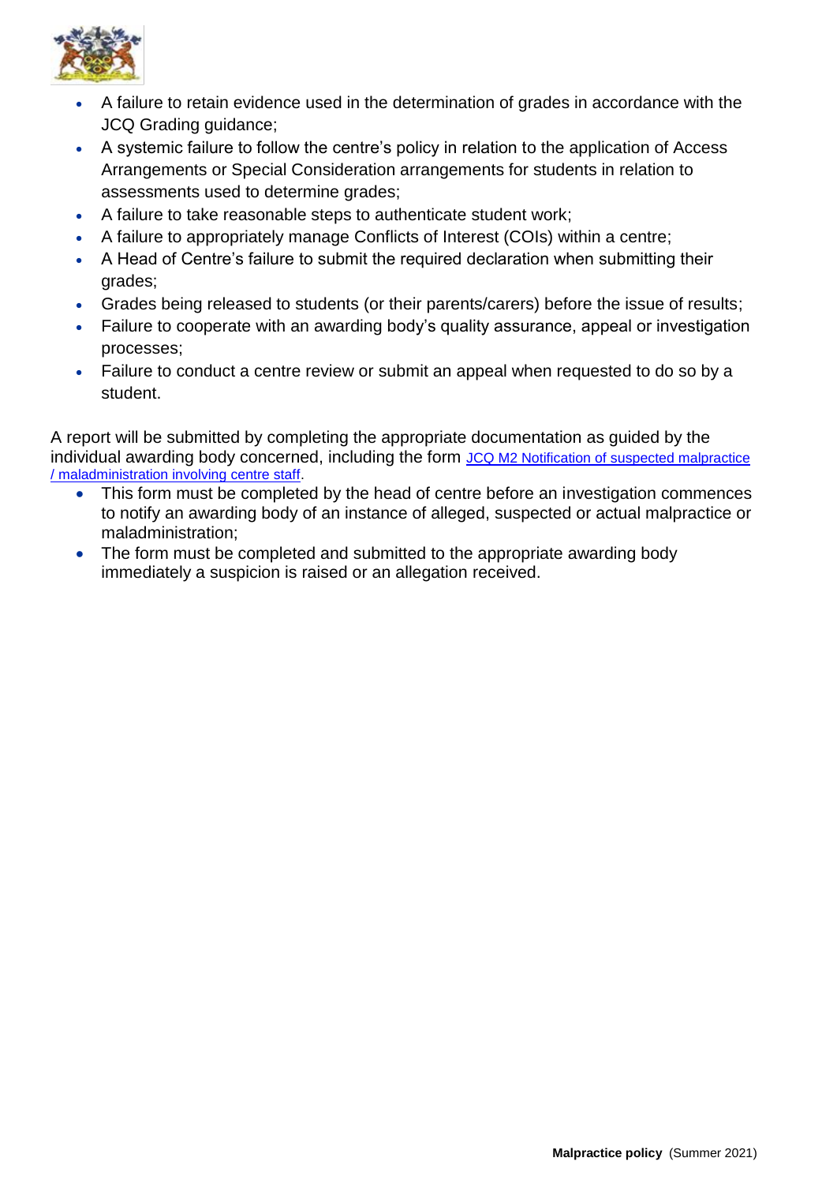- A failure to retain evidence used in the determination of grades in accordance with the JCQ Grading guidance;
- A systemic failure to follow the centre's policy in relation to the application of Access Arrangements or Special Consideration arrangements for students in relation to assessments used to determine grades;
- A failure to take reasonable steps to authenticate student work;
- A failure to appropriately manage Conflicts of Interest (COIs) within a centre;
- A Head of Centre's failure to submit the required declaration when submitting their grades;
- Grades being released to students (or their parents/carers) before the issue of results;
- Failure to cooperate with an awarding body's quality assurance, appeal or investigation processes;
- Failure to conduct a centre review or submit an appeal when requested to do so by a student.

A report will be submitted by completing the appropriate documentation as guided by the individual awarding body concerned, including the form JCQ M2 Notification of suspected malpractice / maladministration involving centre staff.

- This form must be completed by the head of centre before an investigation commences to notify an awarding body of an instance of alleged, suspected or actual malpractice or maladministration;
- The form must be completed and submitted to the appropriate awarding body immediately a suspicion is raised or an allegation received.